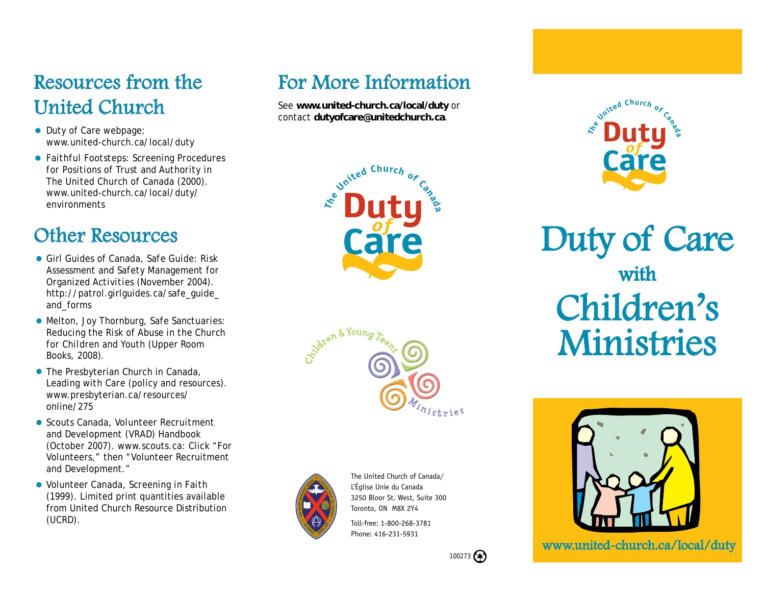## Resources from the United Church

- Duty of Care webpage: www.united-church.ca/local/duty
- Faithful Footsteps: Screening Procedures for Positions of Trust and Authority in The United Church of Canada (2000). www.united-church.ca/local/duty/environments

## Other Resources

- Girl Guides of Canada, Safe Guide: Risk Assessment and Safety Management for Organized Activities (November 2004). http://patrol.girlguides.ca/safe_guide_and_forms
- Melton, Joy Thornburg, Safe Sanctuaries: Reducing the Risk of Abuse in the Church for Children and Youth (Upper Room Books, 2008).
- The Presbyterian Church in Canada, Leading with Care (policy and resources). www.presbyterian.ca/resources/online/275
- Scouts Canada, Volunteer Recruitment and Development (VRAD) Handbook (October 2007). www.scouts.ca: Click "For Volunteers," then "Volunteer Recruitment and Development."
- Volunteer Canada, Screening in Faith (1999). Limited print quantities available from United Church Resource Distribution (UCRD).

## For More Information

See **www.united-church.ca/local/duty** or contact **dutyofcare@unitedchurch.ca**.

The United Church of Canada Duty of Care

Children & Young Teens Ministries

The United Church of Canada/
L'Église Unie du Canada
3250 Bloor St. West, Suite 300
Toronto, ON M8X 2Y4

Toll-free: 1-800-268-3781
Phone: 416-231-5931

100273

The United Church of Canada Duty of Care

# Duty of Care with Children's Ministries

www.united-church.ca/local/duty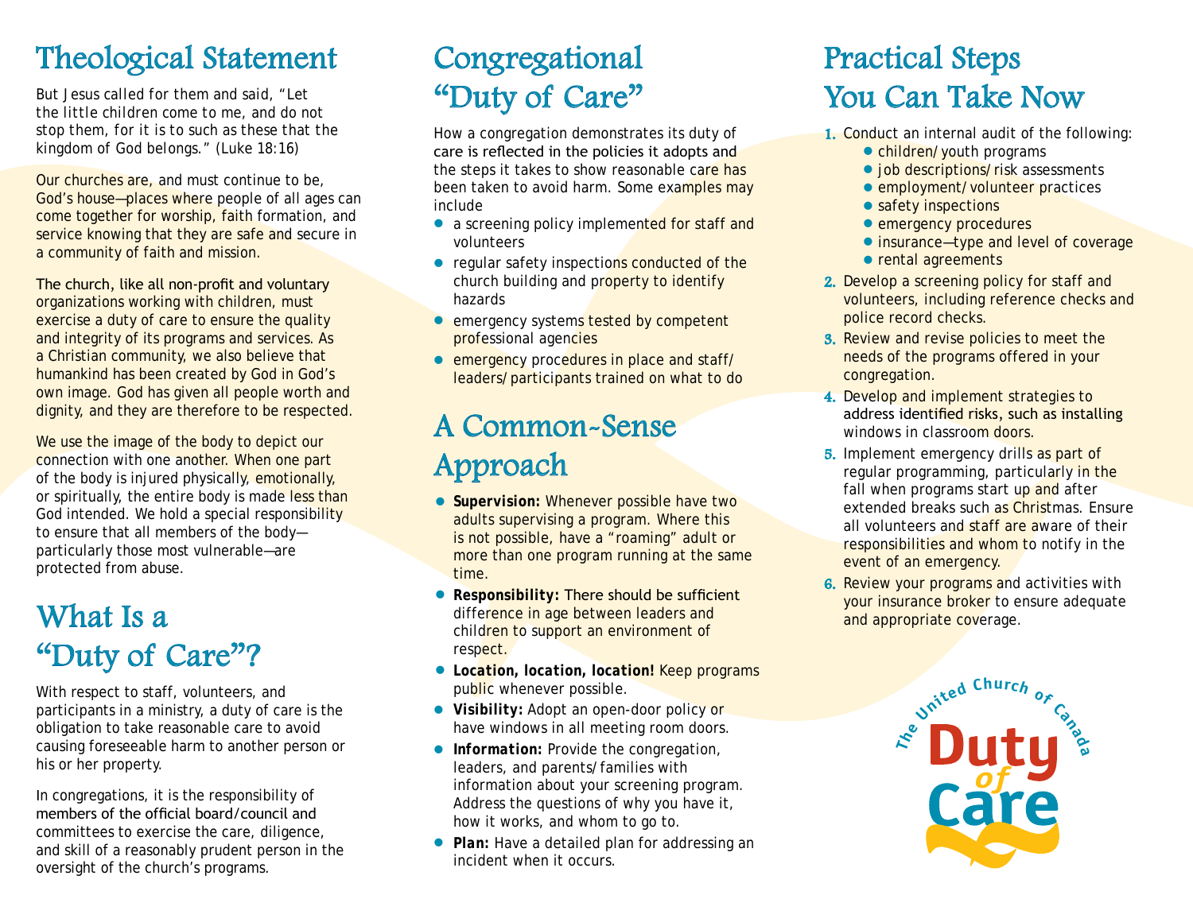# Theological Statement

But Jesus called for them and said, "Let the little children come to me, and do not stop them, for it is to such as these that the kingdom of God belongs." (Luke 18:16)

Our churches are, and must continue to be, God's house—places where people of all ages can come together for worship, faith formation, and service knowing that they are safe and secure in a community of faith and mission.

The church, like all non-profit and voluntary organizations working with children, must exercise a duty of care to ensure the quality and integrity of its programs and services. As a Christian community, we also believe that humankind has been created by God in God's own image. God has given all people worth and dignity, and they are therefore to be respected.

We use the image of the body to depict our connection with one another. When one part of the body is injured physically, emotionally, or spiritually, the entire body is made less than God intended. We hold a special responsibility to ensure that all members of the body—particularly those most vulnerable—are protected from abuse.

# What Is a "Duty of Care"?

With respect to staff, volunteers, and participants in a ministry, a duty of care is the obligation to take reasonable care to avoid causing foreseeable harm to another person or his or her property.

In congregations, it is the responsibility of members of the official board/council and committees to exercise the care, diligence, and skill of a reasonably prudent person in the oversight of the church's programs.

# Congregational "Duty of Care"

How a congregation demonstrates its duty of care is reflected in the policies it adopts and the steps it takes to show reasonable care has been taken to avoid harm. Some examples may include

- a screening policy implemented for staff and volunteers
- regular safety inspections conducted of the church building and property to identify hazards
- emergency systems tested by competent professional agencies
- emergency procedures in place and staff/leaders/participants trained on what to do

# A Common-Sense Approach

- **Supervision:** Whenever possible have two adults supervising a program. Where this is not possible, have a "roaming" adult or more than one program running at the same time.
- **Responsibility:** There should be sufficient difference in age between leaders and children to support an environment of respect.
- **Location, location, location!** Keep programs public whenever possible.
- **Visibility:** Adopt an open-door policy or have windows in all meeting room doors.
- **Information:** Provide the congregation, leaders, and parents/families with information about your screening program. Address the questions of why you have it, how it works, and whom to go to.
- **Plan:** Have a detailed plan for addressing an incident when it occurs.

# Practical Steps You Can Take Now

1. Conduct an internal audit of the following:
   - children/youth programs
   - job descriptions/risk assessments
   - employment/volunteer practices
   - safety inspections
   - emergency procedures
   - insurance—type and level of coverage
   - rental agreements
2. Develop a screening policy for staff and volunteers, including reference checks and police record checks.
3. Review and revise policies to meet the needs of the programs offered in your congregation.
4. Develop and implement strategies to address identified risks, such as installing windows in classroom doors.
5. Implement emergency drills as part of regular programming, particularly in the fall when programs start up and after extended breaks such as Christmas. Ensure all volunteers and staff are aware of their responsibilities and whom to notify in the event of an emergency.
6. Review your programs and activities with your insurance broker to ensure adequate and appropriate coverage.

The United Church of Canada

Duty of Care